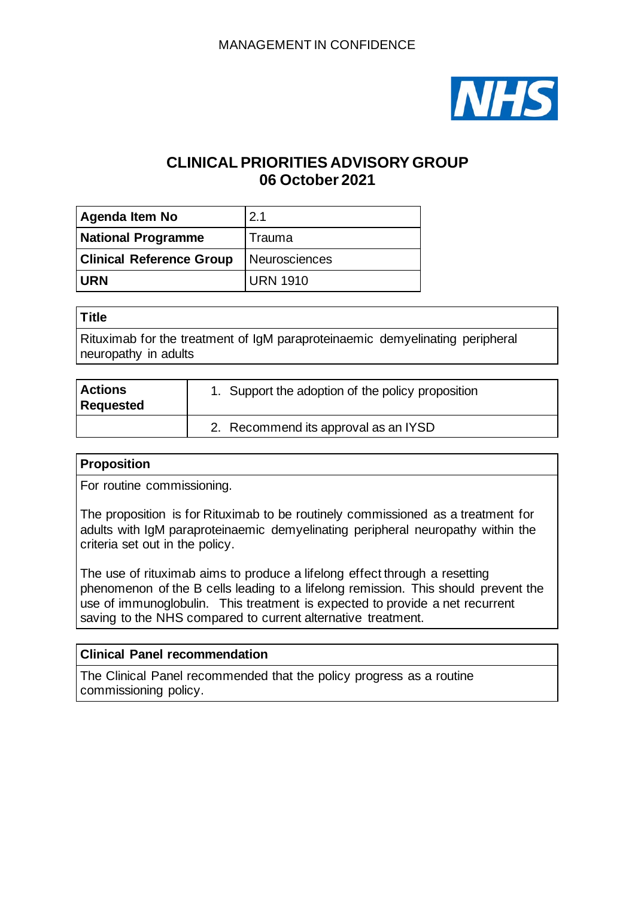MANAGEMENT IN CONFIDENCE

# CLINICAL PRIORITIES ADVISORY GROUP
## 06 October 2021

| **Agenda Item No** | 2.1 |
|---|---|
| **National Programme** | Trauma |
| **Clinical Reference Group** | Neurosciences |
| **URN** | URN 1910 |

| **Title** |
|---|
| Rituximab for the treatment of IgM paraproteinaemic demyelinating peripheral neuropathy in adults |

| **Actions Requested** | 1. Support the adoption of the policy proposition |
|---|---|
| | 2. Recommend its approval as an IYSD |

### Proposition

For routine commissioning.

The proposition is for Rituximab to be routinely commissioned as a treatment for adults with IgM paraproteinaemic demyelinating peripheral neuropathy within the criteria set out in the policy.

The use of rituximab aims to produce a lifelong effect through a resetting phenomenon of the B cells leading to a lifelong remission. This should prevent the use of immunoglobulin. This treatment is expected to provide a net recurrent saving to the NHS compared to current alternative treatment.

### Clinical Panel recommendation

The Clinical Panel recommended that the policy progress as a routine commissioning policy.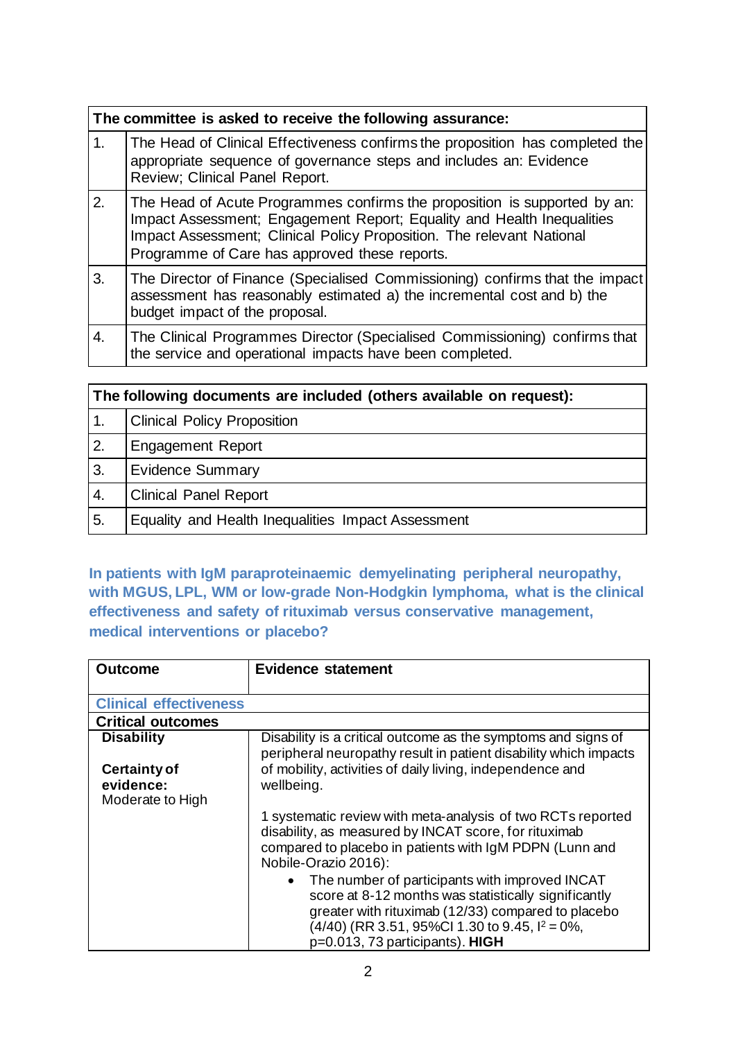| The committee is asked to receive the following assurance: | |
|---|---|
| 1. | The Head of Clinical Effectiveness confirms the proposition has completed the appropriate sequence of governance steps and includes an: Evidence Review; Clinical Panel Report. |
| 2. | The Head of Acute Programmes confirms the proposition is supported by an: Impact Assessment; Engagement Report; Equality and Health Inequalities Impact Assessment; Clinical Policy Proposition. The relevant National Programme of Care has approved these reports. |
| 3. | The Director of Finance (Specialised Commissioning) confirms that the impact assessment has reasonably estimated a) the incremental cost and b) the budget impact of the proposal. |
| 4. | The Clinical Programmes Director (Specialised Commissioning) confirms that the service and operational impacts have been completed. |

| The following documents are included (others available on request): | |
|---|---|
| 1. | Clinical Policy Proposition |
| 2. | Engagement Report |
| 3. | Evidence Summary |
| 4. | Clinical Panel Report |
| 5. | Equality and Health Inequalities Impact Assessment |

## In patients with IgM paraproteinaemic demyelinating peripheral neuropathy, with MGUS, LPL, WM or low-grade Non-Hodgkin lymphoma, what is the clinical effectiveness and safety of rituximab versus conservative management, medical interventions or placebo?

| Outcome | Evidence statement |
|---|---|
| **Clinical effectiveness** | |
| **Critical outcomes** | |
| **Disability**<br><br>**Certainty of evidence:** Moderate to High | Disability is a critical outcome as the symptoms and signs of peripheral neuropathy result in patient disability which impacts of mobility, activities of daily living, independence and wellbeing.<br><br>1 systematic review with meta-analysis of two RCTs reported disability, as measured by INCAT score, for rituximab compared to placebo in patients with IgM PDPN (Lunn and Nobile-Orazio 2016):<br>• The number of participants with improved INCAT score at 8-12 months was statistically significantly greater with rituximab (12/33) compared to placebo (4/40) (RR 3.51, 95%CI 1.30 to 9.45, $I^2 = 0\%$, p=0.013, 73 participants). **HIGH** |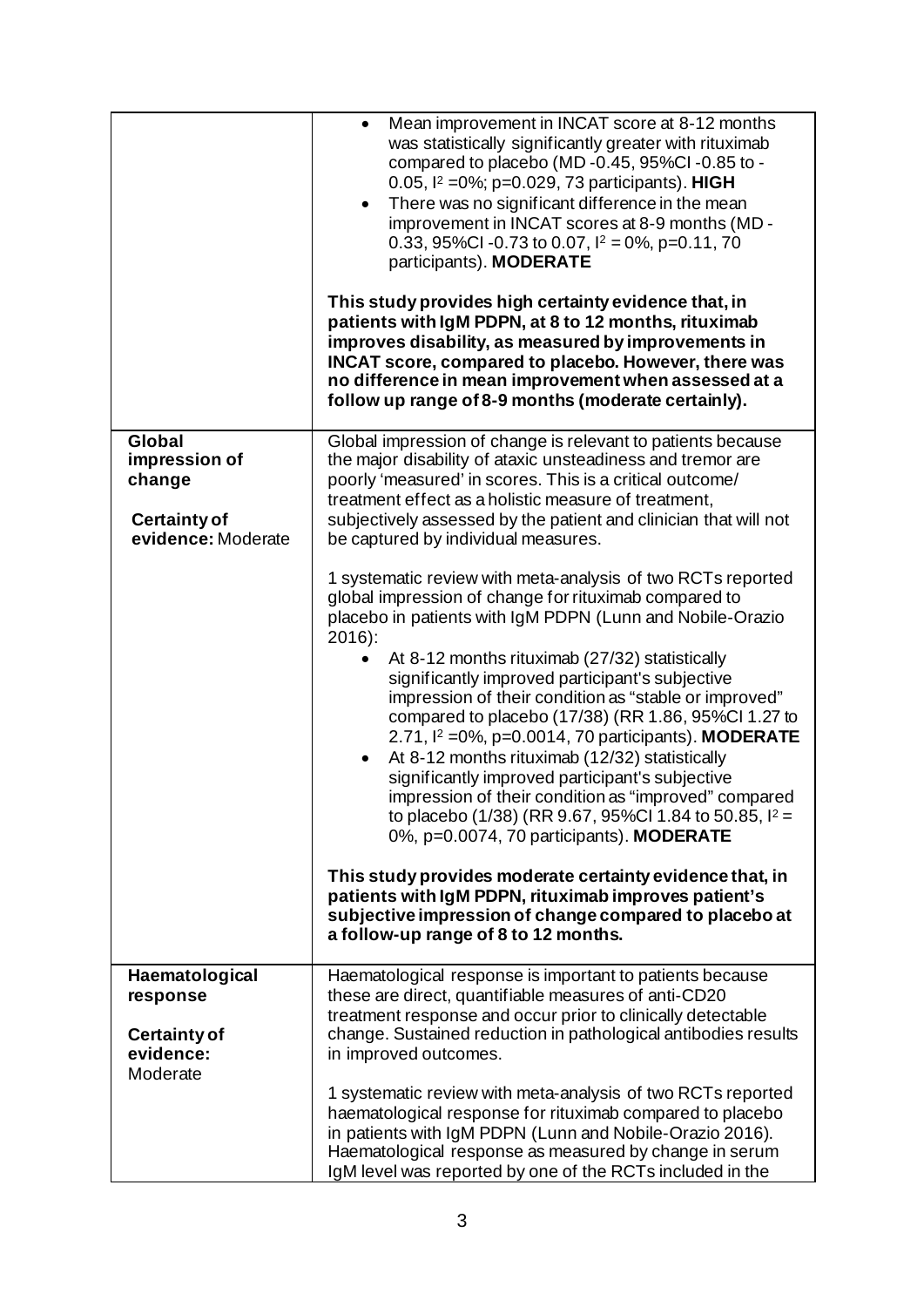| | |
|---|---|
| | • Mean improvement in INCAT score at 8-12 months was statistically significantly greater with rituximab compared to placebo (MD -0.45, 95%CI -0.85 to -0.05, $I^2$ =0%; p=0.029, 73 participants). **HIGH**<br>• There was no significant difference in the mean improvement in INCAT scores at 8-9 months (MD -0.33, 95%CI -0.73 to 0.07, $I^2$ = 0%, p=0.11, 70 participants). **MODERATE**<br><br>**This study provides high certainty evidence that, in patients with IgM PDPN, at 8 to 12 months, rituximab improves disability, as measured by improvements in INCAT score, compared to placebo. However, there was no difference in mean improvement when assessed at a follow up range of 8-9 months (moderate certainly).** |
| **Global impression of change**<br><br>**Certainty of evidence:** Moderate | Global impression of change is relevant to patients because the major disability of ataxic unsteadiness and tremor are poorly 'measured' in scores. This is a critical outcome/ treatment effect as a holistic measure of treatment, subjectively assessed by the patient and clinician that will not be captured by individual measures.<br><br>1 systematic review with meta-analysis of two RCTs reported global impression of change for rituximab compared to placebo in patients with IgM PDPN (Lunn and Nobile-Orazio 2016):<br>• At 8-12 months rituximab (27/32) statistically significantly improved participant's subjective impression of their condition as "stable or improved" compared to placebo (17/38) (RR 1.86, 95%CI 1.27 to 2.71, $I^2$ =0%, p=0.0014, 70 participants). **MODERATE**<br>• At 8-12 months rituximab (12/32) statistically significantly improved participant's subjective impression of their condition as "improved" compared to placebo (1/38) (RR 9.67, 95%CI 1.84 to 50.85, $I^2$ = 0%, p=0.0074, 70 participants). **MODERATE**<br><br>**This study provides moderate certainty evidence that, in patients with IgM PDPN, rituximab improves patient's subjective impression of change compared to placebo at a follow-up range of 8 to 12 months.** |
| **Haematological response**<br><br>**Certainty of evidence:** Moderate | Haematological response is important to patients because these are direct, quantifiable measures of anti-CD20 treatment response and occur prior to clinically detectable change. Sustained reduction in pathological antibodies results in improved outcomes.<br><br>1 systematic review with meta-analysis of two RCTs reported haematological response for rituximab compared to placebo in patients with IgM PDPN (Lunn and Nobile-Orazio 2016). Haematological response as measured by change in serum IgM level was reported by one of the RCTs included in the |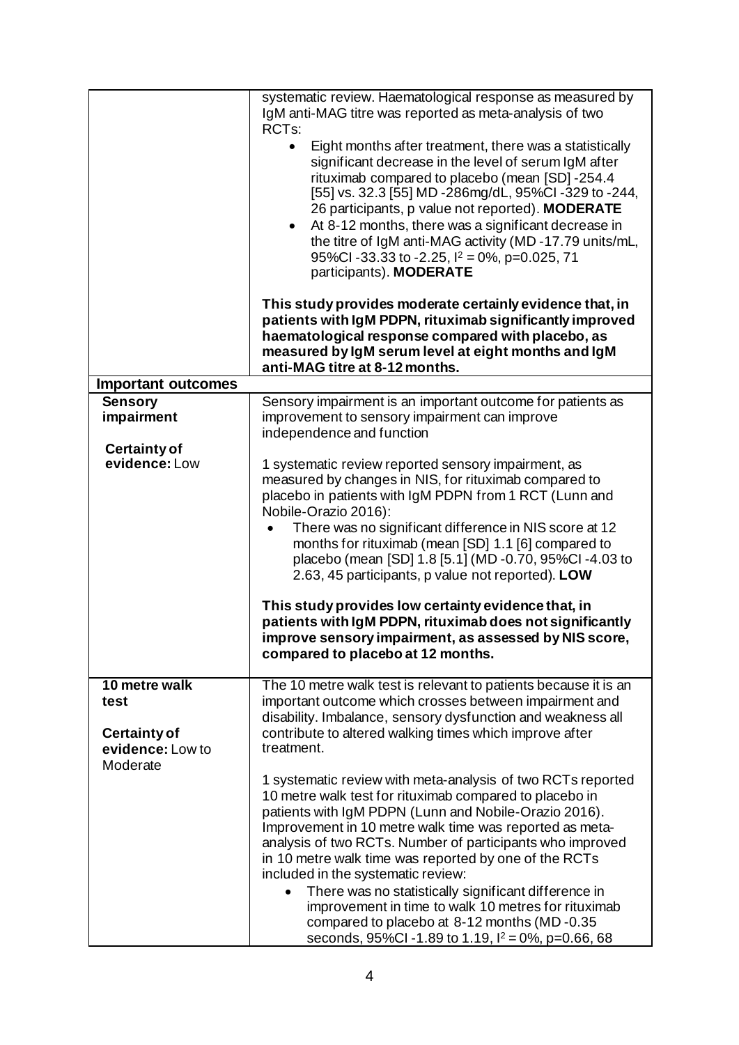| | |
|---|---|
| | systematic review. Haematological response as measured by IgM anti-MAG titre was reported as meta-analysis of two RCTs:<br>• Eight months after treatment, there was a statistically significant decrease in the level of serum IgM after rituximab compared to placebo (mean [SD] -254.4 [55] vs. 32.3 [55] MD -286mg/dL, 95%CI -329 to -244, 26 participants, p value not reported). **MODERATE**<br>• At 8-12 months, there was a significant decrease in the titre of IgM anti-MAG activity (MD -17.79 units/mL, 95%CI -33.33 to -2.25, $I^2$ = 0%, p=0.025, 71 participants). **MODERATE**<br><br>**This study provides moderate certainly evidence that, in patients with IgM PDPN, rituximab significantly improved haematological response compared with placebo, as measured by IgM serum level at eight months and IgM anti-MAG titre at 8-12 months.** |
| **Important outcomes** | |
| **Sensory impairment**<br><br>**Certainty of evidence:** Low | Sensory impairment is an important outcome for patients as improvement to sensory impairment can improve independence and function<br><br>1 systematic review reported sensory impairment, as measured by changes in NIS, for rituximab compared to placebo in patients with IgM PDPN from 1 RCT (Lunn and Nobile-Orazio 2016):<br>• There was no significant difference in NIS score at 12 months for rituximab (mean [SD] 1.1 [6] compared to placebo (mean [SD] 1.8 [5.1] (MD -0.70, 95%CI -4.03 to 2.63, 45 participants, p value not reported). **LOW**<br><br>**This study provides low certainty evidence that, in patients with IgM PDPN, rituximab does not significantly improve sensory impairment, as assessed by NIS score, compared to placebo at 12 months.** |
| **10 metre walk test**<br><br>**Certainty of evidence:** Low to Moderate | The 10 metre walk test is relevant to patients because it is an important outcome which crosses between impairment and disability. Imbalance, sensory dysfunction and weakness all contribute to altered walking times which improve after treatment.<br><br>1 systematic review with meta-analysis of two RCTs reported 10 metre walk test for rituximab compared to placebo in patients with IgM PDPN (Lunn and Nobile-Orazio 2016). Improvement in 10 metre walk time was reported as meta-analysis of two RCTs. Number of participants who improved in 10 metre walk time was reported by one of the RCTs included in the systematic review:<br>• There was no statistically significant difference in improvement in time to walk 10 metres for rituximab compared to placebo at 8-12 months (MD -0.35 seconds, 95%CI -1.89 to 1.19, $I^2$ = 0%, p=0.66, 68 |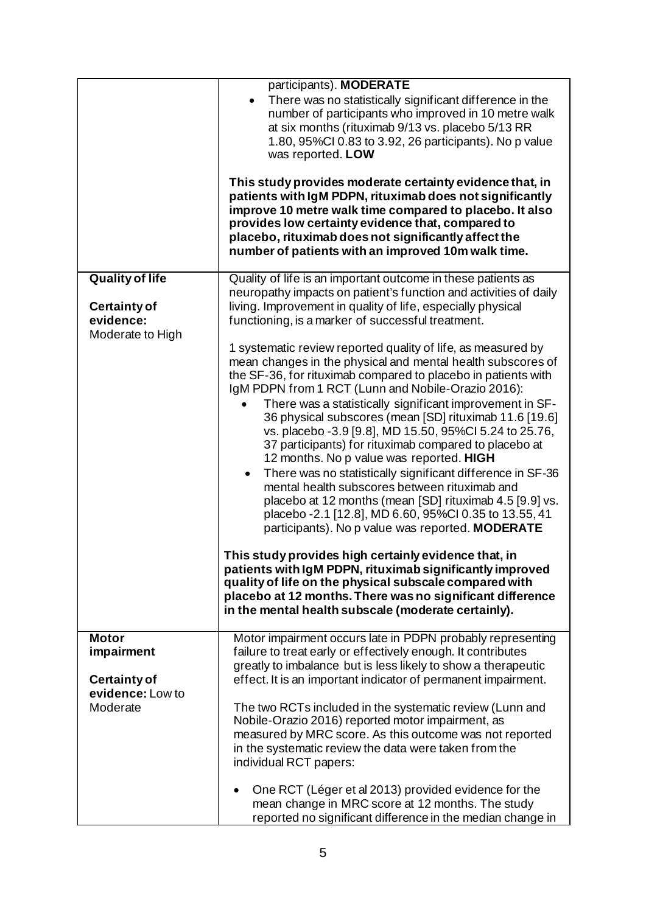| | |
|---|---|
| | participants). **MODERATE**<br>• There was no statistically significant difference in the number of participants who improved in 10 metre walk at six months (rituximab 9/13 vs. placebo 5/13 RR 1.80, 95%CI 0.83 to 3.92, 26 participants). No p value was reported. **LOW**<br><br>**This study provides moderate certainty evidence that, in patients with IgM PDPN, rituximab does not significantly improve 10 metre walk time compared to placebo. It also provides low certainty evidence that, compared to placebo, rituximab does not significantly affect the number of patients with an improved 10m walk time.** |
| **Quality of life**<br><br>**Certainty of evidence:** Moderate to High | Quality of life is an important outcome in these patients as neuropathy impacts on patient's function and activities of daily living. Improvement in quality of life, especially physical functioning, is a marker of successful treatment.<br><br>1 systematic review reported quality of life, as measured by mean changes in the physical and mental health subscores of the SF-36, for rituximab compared to placebo in patients with IgM PDPN from 1 RCT (Lunn and Nobile-Orazio 2016):<br>• There was a statistically significant improvement in SF-36 physical subscores (mean [SD] rituximab 11.6 [19.6] vs. placebo -3.9 [9.8], MD 15.50, 95%CI 5.24 to 25.76, 37 participants) for rituximab compared to placebo at 12 months. No p value was reported. **HIGH**<br>• There was no statistically significant difference in SF-36 mental health subscores between rituximab and placebo at 12 months (mean [SD] rituximab 4.5 [9.9] vs. placebo -2.1 [12.8], MD 6.60, 95%CI 0.35 to 13.55, 41 participants). No p value was reported. **MODERATE**<br><br>**This study provides high certainly evidence that, in patients with IgM PDPN, rituximab significantly improved quality of life on the physical subscale compared with placebo at 12 months. There was no significant difference in the mental health subscale (moderate certainly).** |
| **Motor impairment**<br><br>**Certainty of evidence:** Low to Moderate | Motor impairment occurs late in PDPN probably representing failure to treat early or effectively enough. It contributes greatly to imbalance but is less likely to show a therapeutic effect. It is an important indicator of permanent impairment.<br><br>The two RCTs included in the systematic review (Lunn and Nobile-Orazio 2016) reported motor impairment, as measured by MRC score. As this outcome was not reported in the systematic review the data were taken from the individual RCT papers:<br><br>• One RCT (Léger et al 2013) provided evidence for the mean change in MRC score at 12 months. The study reported no significant difference in the median change in |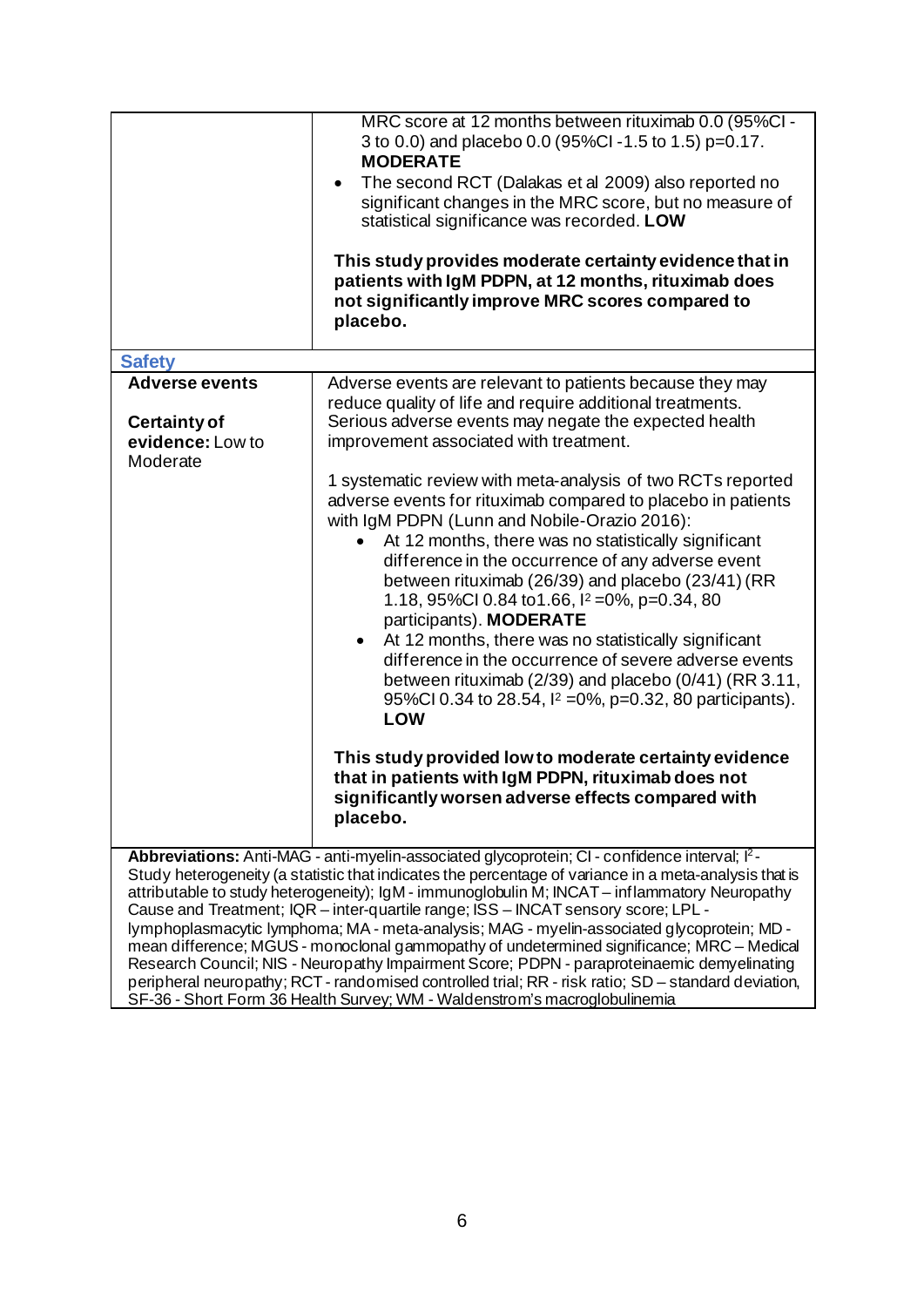| | |
|---|---|
| | MRC score at 12 months between rituximab 0.0 (95%CI -3 to 0.0) and placebo 0.0 (95%CI -1.5 to 1.5) p=0.17. **MODERATE**<br>• The second RCT (Dalakas et al 2009) also reported no significant changes in the MRC score, but no measure of statistical significance was recorded. **LOW**<br><br>**This study provides moderate certainty evidence that in patients with IgM PDPN, at 12 months, rituximab does not significantly improve MRC scores compared to placebo.** |
| **Safety** | |
| **Adverse events**<br><br>**Certainty of evidence:** Low to Moderate | Adverse events are relevant to patients because they may reduce quality of life and require additional treatments. Serious adverse events may negate the expected health improvement associated with treatment.<br><br>1 systematic review with meta-analysis of two RCTs reported adverse events for rituximab compared to placebo in patients with IgM PDPN (Lunn and Nobile-Orazio 2016):<br>• At 12 months, there was no statistically significant difference in the occurrence of any adverse event between rituximab (26/39) and placebo (23/41) (RR 1.18, 95%CI 0.84 to1.66, $I^2$ =0%, p=0.34, 80 participants). **MODERATE**<br>• At 12 months, there was no statistically significant difference in the occurrence of severe adverse events between rituximab (2/39) and placebo (0/41) (RR 3.11, 95%CI 0.34 to 28.54, $I^2$ =0%, p=0.32, 80 participants). **LOW**<br><br>**This study provided low to moderate certainty evidence that in patients with IgM PDPN, rituximab does not significantly worsen adverse effects compared with placebo.** |

**Abbreviations:** Anti-MAG - anti-myelin-associated glycoprotein; CI - confidence interval; $I^2$ - Study heterogeneity (a statistic that indicates the percentage of variance in a meta-analysis that is attributable to study heterogeneity); IgM - immunoglobulin M; INCAT – inflammatory Neuropathy Cause and Treatment; IQR – inter-quartile range; ISS – INCAT sensory score; LPL - lymphoplasmacytic lymphoma; MA - meta-analysis; MAG - myelin-associated glycoprotein; MD - mean difference; MGUS - monoclonal gammopathy of undetermined significance; MRC – Medical Research Council; NIS - Neuropathy Impairment Score; PDPN - paraproteinaemic demyelinating peripheral neuropathy; RCT - randomised controlled trial; RR - risk ratio; SD – standard deviation, SF-36 - Short Form 36 Health Survey; WM - Waldenstrom's macroglobulinemia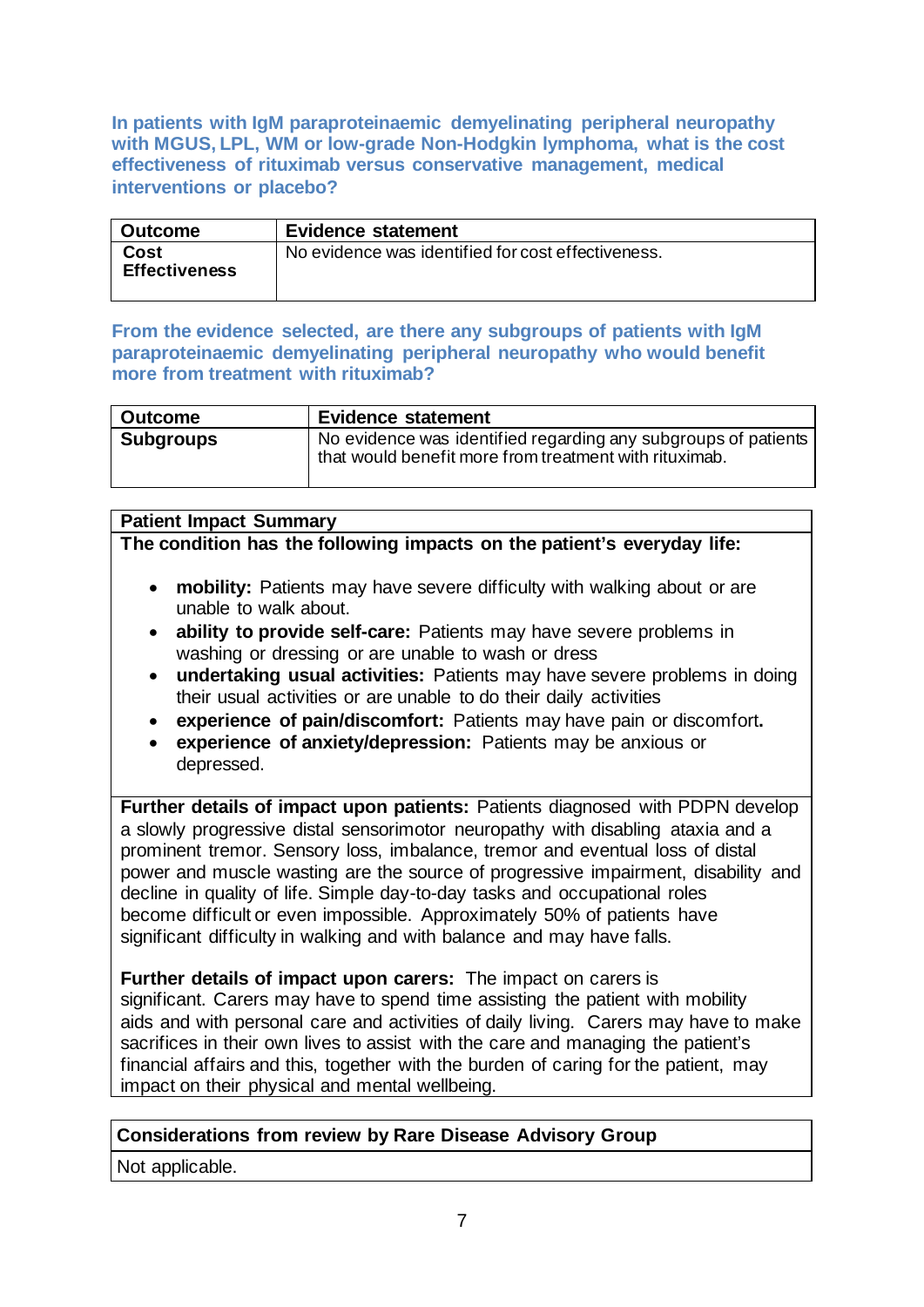**In patients with IgM paraproteinaemic demyelinating peripheral neuropathy with MGUS, LPL, WM or low-grade Non-Hodgkin lymphoma, what is the cost effectiveness of rituximab versus conservative management, medical interventions or placebo?**

| Outcome | Evidence statement |
|---|---|
| **Cost Effectiveness** | No evidence was identified for cost effectiveness. |

**From the evidence selected, are there any subgroups of patients with IgM paraproteinaemic demyelinating peripheral neuropathy who would benefit more from treatment with rituximab?**

| Outcome | Evidence statement |
|---|---|
| **Subgroups** | No evidence was identified regarding any subgroups of patients that would benefit more from treatment with rituximab. |

| Patient Impact Summary |
|---|
| **The condition has the following impacts on the patient's everyday life:**<br>• **mobility:** Patients may have severe difficulty with walking about or are unable to walk about.<br>• **ability to provide self-care:** Patients may have severe problems in washing or dressing or are unable to wash or dress<br>• **undertaking usual activities:** Patients may have severe problems in doing their usual activities or are unable to do their daily activities<br>• **experience of pain/discomfort:** Patients may have pain or discomfort.<br>• **experience of anxiety/depression:** Patients may be anxious or depressed. |
| **Further details of impact upon patients:** Patients diagnosed with PDPN develop a slowly progressive distal sensorimotor neuropathy with disabling ataxia and a prominent tremor. Sensory loss, imbalance, tremor and eventual loss of distal power and muscle wasting are the source of progressive impairment, disability and decline in quality of life. Simple day-to-day tasks and occupational roles become difficult or even impossible. Approximately 50% of patients have significant difficulty in walking and with balance and may have falls.<br><br>**Further details of impact upon carers:** The impact on carers is significant. Carers may have to spend time assisting the patient with mobility aids and with personal care and activities of daily living. Carers may have to make sacrifices in their own lives to assist with the care and managing the patient's financial affairs and this, together with the burden of caring for the patient, may impact on their physical and mental wellbeing. |

| Considerations from review by Rare Disease Advisory Group |
|---|
| Not applicable. |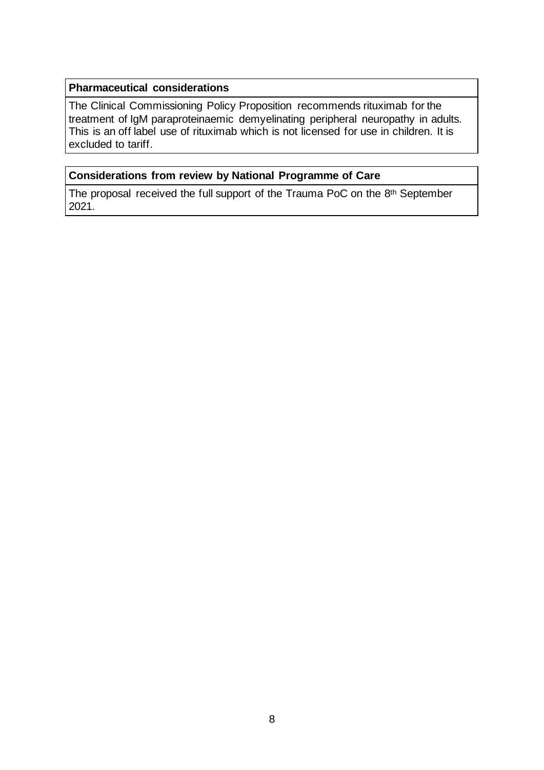**Pharmaceutical considerations**

The Clinical Commissioning Policy Proposition recommends rituximab for the treatment of IgM paraproteinaemic demyelinating peripheral neuropathy in adults. This is an off label use of rituximab which is not licensed for use in children. It is excluded to tariff.

**Considerations from review by National Programme of Care**

The proposal received the full support of the Trauma PoC on the 8th September 2021.